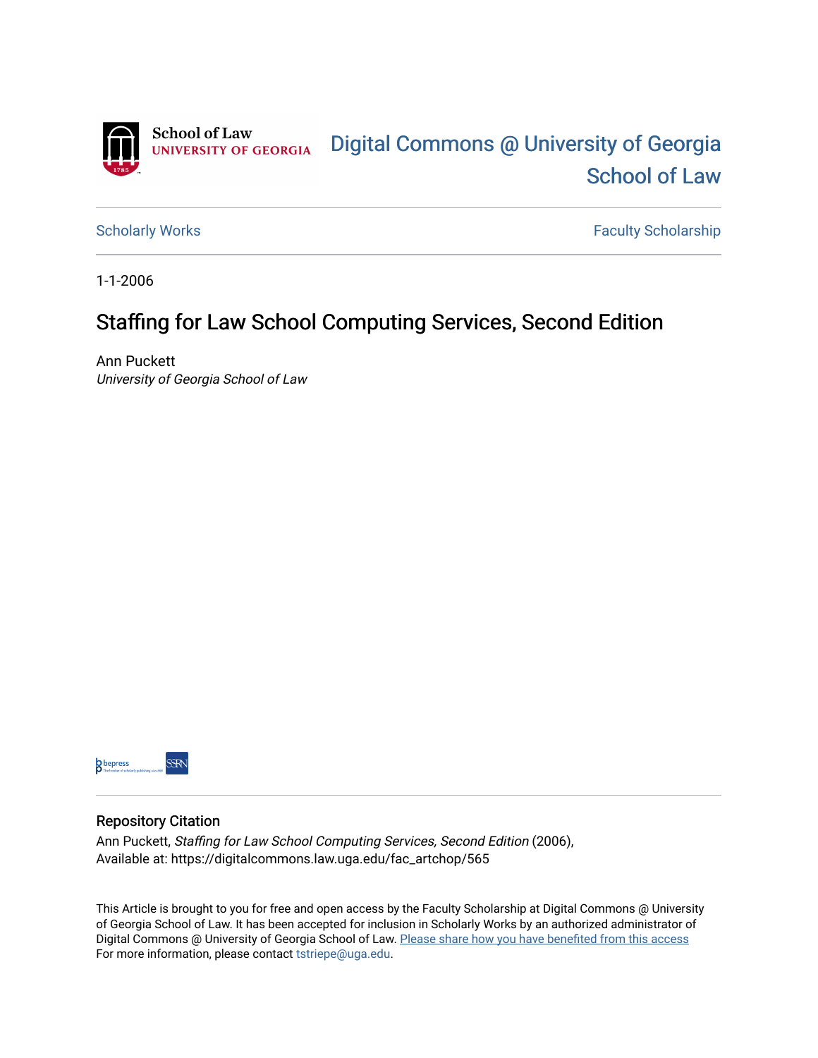School of Law
UNIVERSITY OF GEORGIA

# Digital Commons @ University of Georgia School of Law

Scholarly Works | Faculty Scholarship

1-1-2006

## Staffing for Law School Computing Services, Second Edition

Ann Puckett
*University of Georgia School of Law*

### Repository Citation

Ann Puckett, *Staffing for Law School Computing Services, Second Edition* (2006),
Available at: https://digitalcommons.law.uga.edu/fac_artchop/565

This Article is brought to you for free and open access by the Faculty Scholarship at Digital Commons @ University of Georgia School of Law. It has been accepted for inclusion in Scholarly Works by an authorized administrator of Digital Commons @ University of Georgia School of Law. Please share how you have benefited from this access
For more information, please contact tstriepe@uga.edu.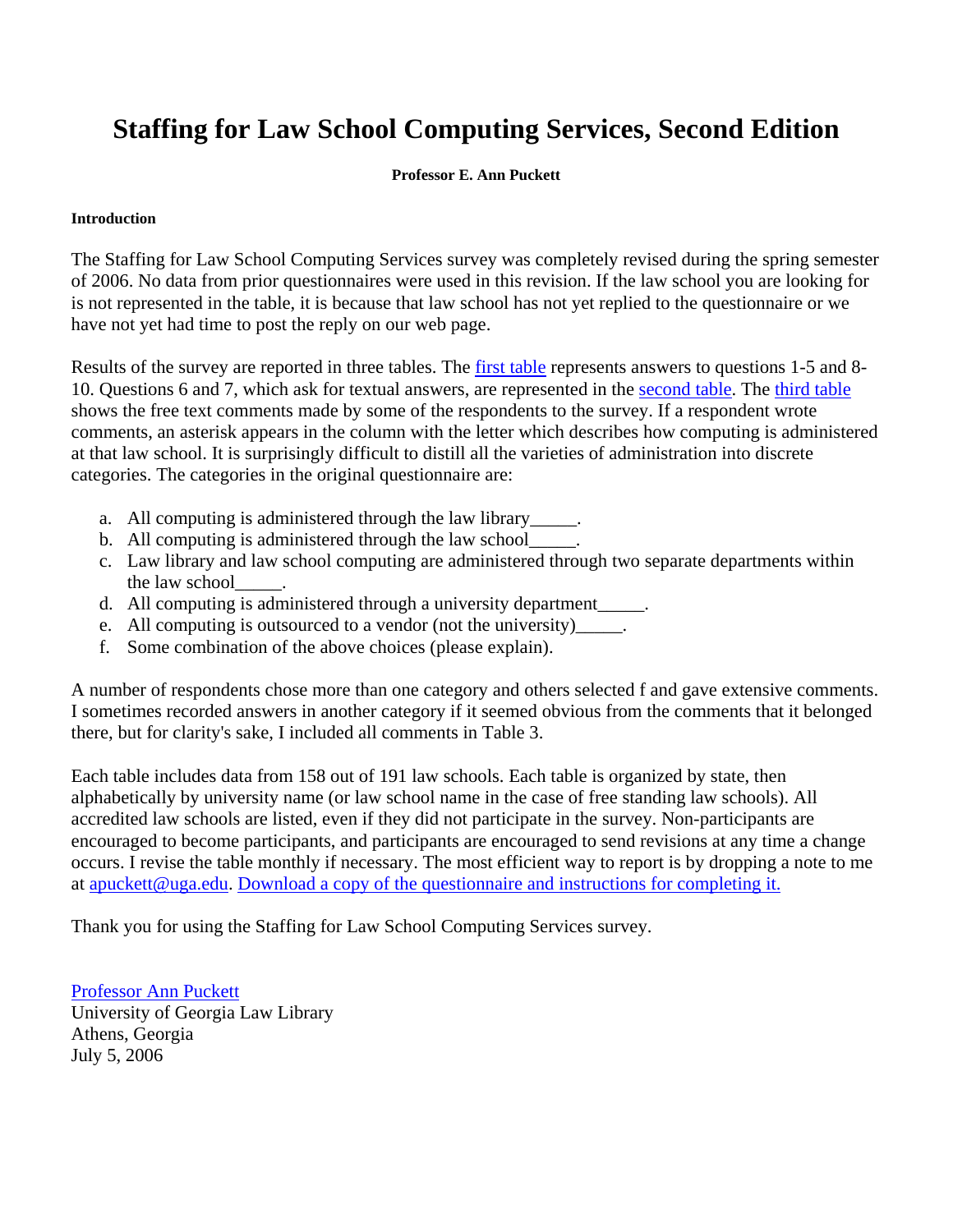# Staffing for Law School Computing Services, Second Edition

**Professor E. Ann Puckett**

**Introduction**

The Staffing for Law School Computing Services survey was completely revised during the spring semester of 2006. No data from prior questionnaires were used in this revision. If the law school you are looking for is not represented in the table, it is because that law school has not yet replied to the questionnaire or we have not yet had time to post the reply on our web page.

Results of the survey are reported in three tables. The first table represents answers to questions 1-5 and 8-10. Questions 6 and 7, which ask for textual answers, are represented in the second table. The third table shows the free text comments made by some of the respondents to the survey. If a respondent wrote comments, an asterisk appears in the column with the letter which describes how computing is administered at that law school. It is surprisingly difficult to distill all the varieties of administration into discrete categories. The categories in the original questionnaire are:

a. All computing is administered through the law library_____.
b. All computing is administered through the law school_____.
c. Law library and law school computing are administered through two separate departments within the law school_____.
d. All computing is administered through a university department_____.
e. All computing is outsourced to a vendor (not the university)_____.
f. Some combination of the above choices (please explain).

A number of respondents chose more than one category and others selected f and gave extensive comments. I sometimes recorded answers in another category if it seemed obvious from the comments that it belonged there, but for clarity's sake, I included all comments in Table 3.

Each table includes data from 158 out of 191 law schools. Each table is organized by state, then alphabetically by university name (or law school name in the case of free standing law schools). All accredited law schools are listed, even if they did not participate in the survey. Non-participants are encouraged to become participants, and participants are encouraged to send revisions at any time a change occurs. I revise the table monthly if necessary. The most efficient way to report is by dropping a note to me at apuckett@uga.edu. Download a copy of the questionnaire and instructions for completing it.

Thank you for using the Staffing for Law School Computing Services survey.

Professor Ann Puckett
University of Georgia Law Library
Athens, Georgia
July 5, 2006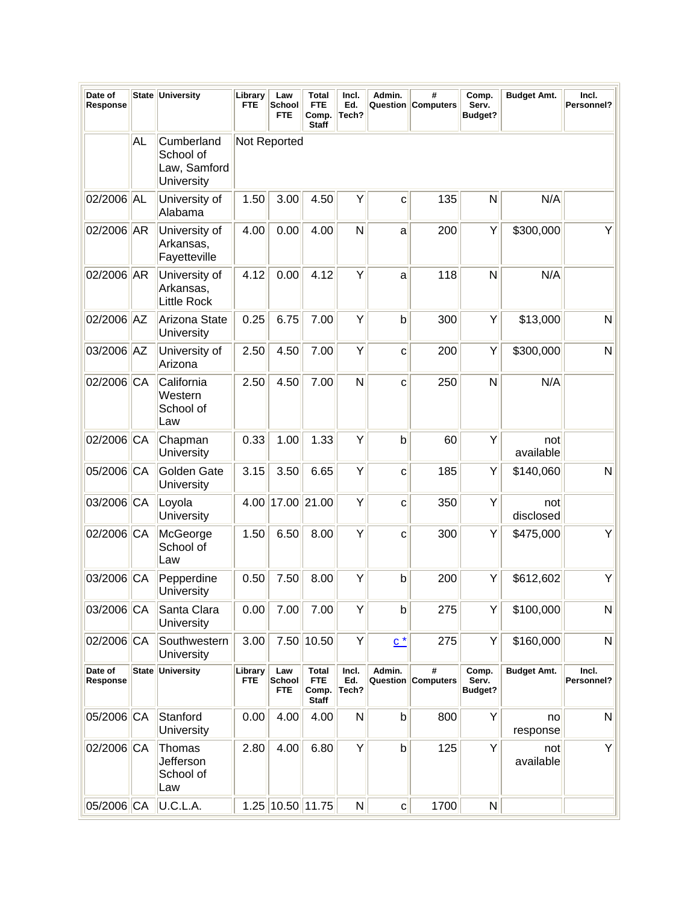| Date of Response | State | University | Library FTE | Law School FTE | Total FTE Comp. Staff | Incl. Ed. Tech? | Admin. Question | # Computers | Comp. Serv. Budget? | Budget Amt. | Incl. Personnel? |
|---|---|---|---|---|---|---|---|---|---|---|---|
| | AL | Cumberland School of Law, Samford University | Not Reported | | | | | | | | |
| 02/2006 | AL | University of Alabama | 1.50 | 3.00 | 4.50 | Y | c | 135 | N | N/A | |
| 02/2006 | AR | University of Arkansas, Fayetteville | 4.00 | 0.00 | 4.00 | N | a | 200 | Y | $300,000 | Y |
| 02/2006 | AR | University of Arkansas, Little Rock | 4.12 | 0.00 | 4.12 | Y | a | 118 | N | N/A | |
| 02/2006 | AZ | Arizona State University | 0.25 | 6.75 | 7.00 | Y | b | 300 | Y | $13,000 | N |
| 03/2006 | AZ | University of Arizona | 2.50 | 4.50 | 7.00 | Y | c | 200 | Y | $300,000 | N |
| 02/2006 | CA | California Western School of Law | 2.50 | 4.50 | 7.00 | N | c | 250 | N | N/A | |
| 02/2006 | CA | Chapman University | 0.33 | 1.00 | 1.33 | Y | b | 60 | Y | not available | |
| 05/2006 | CA | Golden Gate University | 3.15 | 3.50 | 6.65 | Y | c | 185 | Y | $140,060 | N |
| 03/2006 | CA | Loyola University | 4.00 | 17.00 | 21.00 | Y | c | 350 | Y | not disclosed | |
| 02/2006 | CA | McGeorge School of Law | 1.50 | 6.50 | 8.00 | Y | c | 300 | Y | $475,000 | Y |
| 03/2006 | CA | Pepperdine University | 0.50 | 7.50 | 8.00 | Y | b | 200 | Y | $612,602 | Y |
| 03/2006 | CA | Santa Clara University | 0.00 | 7.00 | 7.00 | Y | b | 275 | Y | $100,000 | N |
| 02/2006 | CA | Southwestern University | 3.00 | 7.50 | 10.50 | Y | c * | 275 | Y | $160,000 | N |
| 05/2006 | CA | Stanford University | 0.00 | 4.00 | 4.00 | N | b | 800 | Y | no response | N |
| 02/2006 | CA | Thomas Jefferson School of Law | 2.80 | 4.00 | 6.80 | Y | b | 125 | Y | not available | Y |
| 05/2006 | CA | U.C.L.A. | 1.25 | 10.50 | 11.75 | N | c | 1700 | N | | |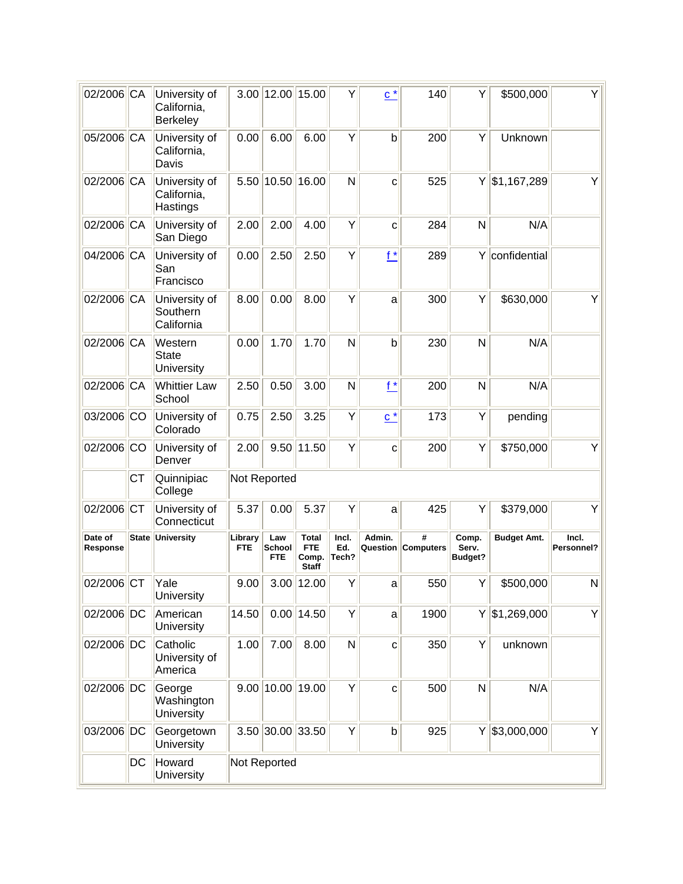| Date of Response | State | University | Library FTE | Law School FTE | Total FTE Comp. Staff | Incl. Ed. Tech? | Admin. Question | # Computers | Comp. Serv. Budget? | Budget Amt. | Incl. Personnel? |
|---|---|---|---|---|---|---|---|---|---|---|---|
| 02/2006 | CA | University of California, Berkeley | 3.00 | 12.00 | 15.00 | Y | c * | 140 | Y | $500,000 | Y |
| 05/2006 | CA | University of California, Davis | 0.00 | 6.00 | 6.00 | Y | b | 200 | Y | Unknown | |
| 02/2006 | CA | University of California, Hastings | 5.50 | 10.50 | 16.00 | N | c | 525 | Y | $1,167,289 | Y |
| 02/2006 | CA | University of San Diego | 2.00 | 2.00 | 4.00 | Y | c | 284 | N | N/A | |
| 04/2006 | CA | University of San Francisco | 0.00 | 2.50 | 2.50 | Y | f * | 289 | Y | confidential | |
| 02/2006 | CA | University of Southern California | 8.00 | 0.00 | 8.00 | Y | a | 300 | Y | $630,000 | Y |
| 02/2006 | CA | Western State University | 0.00 | 1.70 | 1.70 | N | b | 230 | N | N/A | |
| 02/2006 | CA | Whittier Law School | 2.50 | 0.50 | 3.00 | N | f * | 200 | N | N/A | |
| 03/2006 | CO | University of Colorado | 0.75 | 2.50 | 3.25 | Y | c * | 173 | Y | pending | |
| 02/2006 | CO | University of Denver | 2.00 | 9.50 | 11.50 | Y | c | 200 | Y | $750,000 | Y |
| | CT | Quinnipiac College | Not Reported | | | | | | | | |
| 02/2006 | CT | University of Connecticut | 5.37 | 0.00 | 5.37 | Y | a | 425 | Y | $379,000 | Y |
| 02/2006 | CT | Yale University | 9.00 | 3.00 | 12.00 | Y | a | 550 | Y | $500,000 | N |
| 02/2006 | DC | American University | 14.50 | 0.00 | 14.50 | Y | a | 1900 | Y | $1,269,000 | Y |
| 02/2006 | DC | Catholic University of America | 1.00 | 7.00 | 8.00 | N | c | 350 | Y | unknown | |
| 02/2006 | DC | George Washington University | 9.00 | 10.00 | 19.00 | Y | c | 500 | N | N/A | |
| 03/2006 | DC | Georgetown University | 3.50 | 30.00 | 33.50 | Y | b | 925 | Y | $3,000,000 | Y |
| | DC | Howard University | Not Reported | | | | | | | | |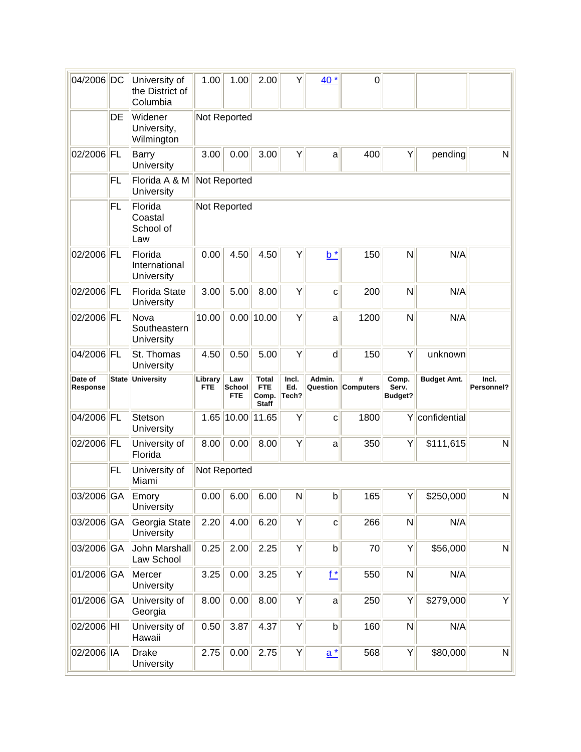| Date of Response | State | University | Library FTE | Law School FTE | Total FTE Comp. Staff | Incl. Ed. Tech? | Admin. Question | # Computers | Comp. Serv. Budget? | Budget Amt. | Incl. Personnel? |
|---|---|---|---|---|---|---|---|---|---|---|---|
| 04/2006 | DC | University of the District of Columbia | 1.00 | 1.00 | 2.00 | Y | 40 * | 0 | | | |
| | DE | Widener University, Wilmington | Not Reported | | | | | | | | |
| 02/2006 | FL | Barry University | 3.00 | 0.00 | 3.00 | Y | a | 400 | Y | pending | N |
| | FL | Florida A & M University | Not Reported | | | | | | | | |
| | FL | Florida Coastal School of Law | Not Reported | | | | | | | | |
| 02/2006 | FL | Florida International University | 0.00 | 4.50 | 4.50 | Y | b * | 150 | N | N/A | |
| 02/2006 | FL | Florida State University | 3.00 | 5.00 | 8.00 | Y | c | 200 | N | N/A | |
| 02/2006 | FL | Nova Southeastern University | 10.00 | 0.00 | 10.00 | Y | a | 1200 | N | N/A | |
| 04/2006 | FL | St. Thomas University | 4.50 | 0.50 | 5.00 | Y | d | 150 | Y | unknown | |
| 04/2006 | FL | Stetson University | 1.65 | 10.00 | 11.65 | Y | c | 1800 | Y | confidential | |
| 02/2006 | FL | University of Florida | 8.00 | 0.00 | 8.00 | Y | a | 350 | Y | $111,615 | N |
| | FL | University of Miami | Not Reported | | | | | | | | |
| 03/2006 | GA | Emory University | 0.00 | 6.00 | 6.00 | N | b | 165 | Y | $250,000 | N |
| 03/2006 | GA | Georgia State University | 2.20 | 4.00 | 6.20 | Y | c | 266 | N | N/A | |
| 03/2006 | GA | John Marshall Law School | 0.25 | 2.00 | 2.25 | Y | b | 70 | Y | $56,000 | N |
| 01/2006 | GA | Mercer University | 3.25 | 0.00 | 3.25 | Y | f * | 550 | N | N/A | |
| 01/2006 | GA | University of Georgia | 8.00 | 0.00 | 8.00 | Y | a | 250 | Y | $279,000 | Y |
| 02/2006 | HI | University of Hawaii | 0.50 | 3.87 | 4.37 | Y | b | 160 | N | N/A | |
| 02/2006 | IA | Drake University | 2.75 | 0.00 | 2.75 | Y | a * | 568 | Y | $80,000 | N |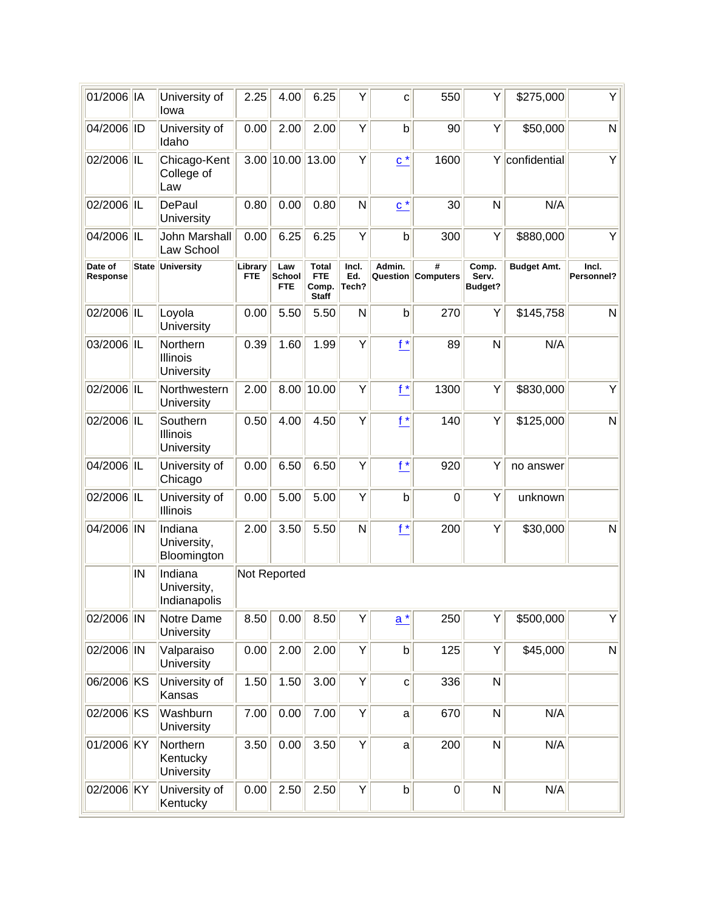| Date of Response | State | University | Library FTE | Law School FTE | Total FTE Comp. Staff | Incl. Ed. Tech? | Admin. Question | # Computers | Comp. Serv. Budget? | Budget Amt. | Incl. Personnel? |
|---|---|---|---|---|---|---|---|---|---|---|---|
| 01/2006 | IA | University of Iowa | 2.25 | 4.00 | 6.25 | Y | c | 550 | Y | $275,000 | Y |
| 04/2006 | ID | University of Idaho | 0.00 | 2.00 | 2.00 | Y | b | 90 | Y | $50,000 | N |
| 02/2006 | IL | Chicago-Kent College of Law | 3.00 | 10.00 | 13.00 | Y | c * | 1600 | Y | confidential | Y |
| 02/2006 | IL | DePaul University | 0.80 | 0.00 | 0.80 | N | c * | 30 | N | N/A | |
| 04/2006 | IL | John Marshall Law School | 0.00 | 6.25 | 6.25 | Y | b | 300 | Y | $880,000 | Y |
| 02/2006 | IL | Loyola University | 0.00 | 5.50 | 5.50 | N | b | 270 | Y | $145,758 | N |
| 03/2006 | IL | Northern Illinois University | 0.39 | 1.60 | 1.99 | Y | f * | 89 | N | N/A | |
| 02/2006 | IL | Northwestern University | 2.00 | 8.00 | 10.00 | Y | f * | 1300 | Y | $830,000 | Y |
| 02/2006 | IL | Southern Illinois University | 0.50 | 4.00 | 4.50 | Y | f * | 140 | Y | $125,000 | N |
| 04/2006 | IL | University of Chicago | 0.00 | 6.50 | 6.50 | Y | f * | 920 | Y | no answer | |
| 02/2006 | IL | University of Illinois | 0.00 | 5.00 | 5.00 | Y | b | 0 | Y | unknown | |
| 04/2006 | IN | Indiana University, Bloomington | 2.00 | 3.50 | 5.50 | N | f * | 200 | Y | $30,000 | N |
| | IN | Indiana University, Indianapolis | Not Reported | | | | | | | | |
| 02/2006 | IN | Notre Dame University | 8.50 | 0.00 | 8.50 | Y | a * | 250 | Y | $500,000 | Y |
| 02/2006 | IN | Valparaiso University | 0.00 | 2.00 | 2.00 | Y | b | 125 | Y | $45,000 | N |
| 06/2006 | KS | University of Kansas | 1.50 | 1.50 | 3.00 | Y | c | 336 | N | | |
| 02/2006 | KS | Washburn University | 7.00 | 0.00 | 7.00 | Y | a | 670 | N | N/A | |
| 01/2006 | KY | Northern Kentucky University | 3.50 | 0.00 | 3.50 | Y | a | 200 | N | N/A | |
| 02/2006 | KY | University of Kentucky | 0.00 | 2.50 | 2.50 | Y | b | 0 | N | N/A | |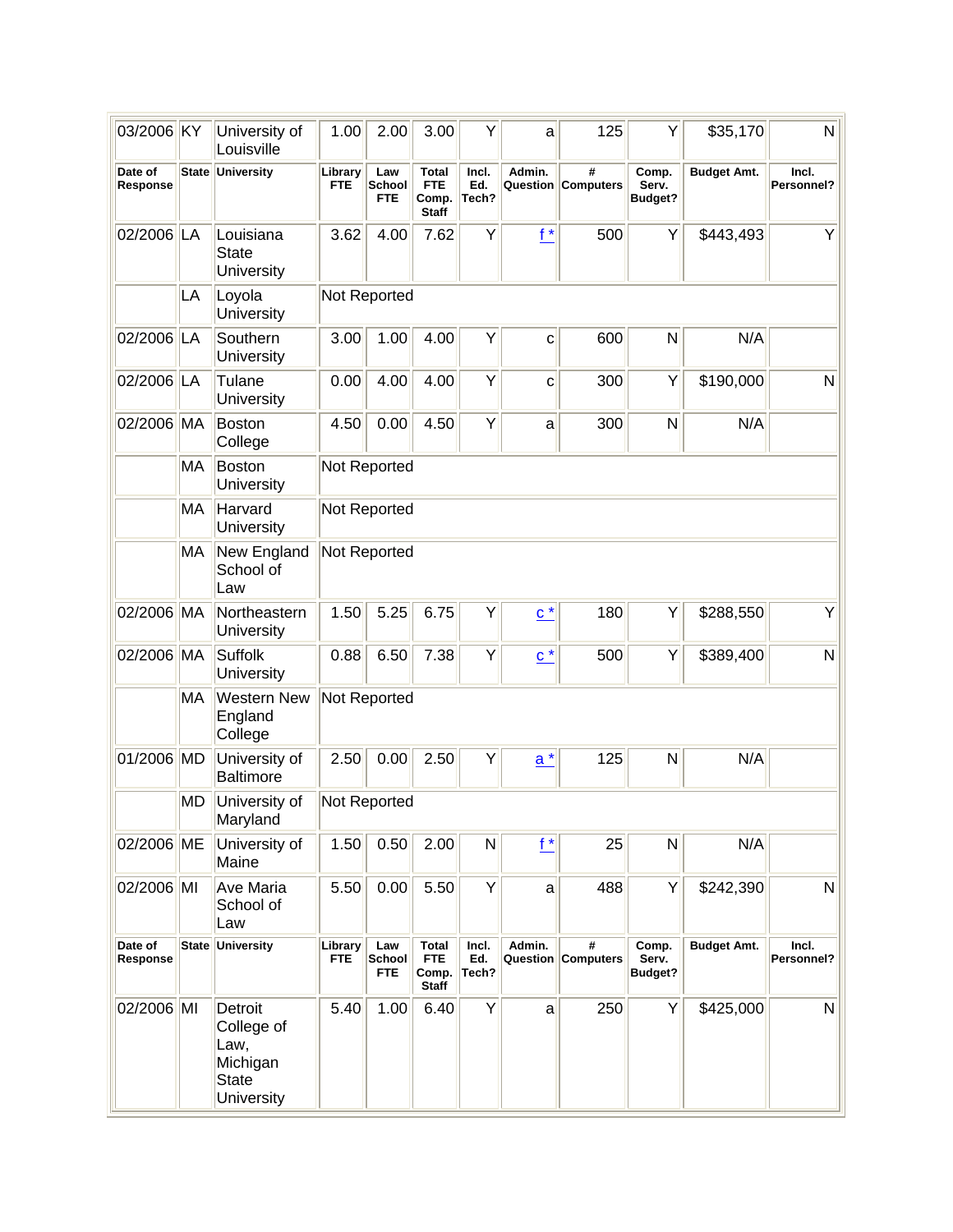| 03/2006 | KY | University of Louisville | 1.00 | 2.00 | 3.00 | Y | a | 125 | Y | $35,170 | N |
|---|---|---|---|---|---|---|---|---|---|---|---|
| **Date of Response** | **State** | **University** | **Library FTE** | **Law School FTE** | **Total FTE Comp. Staff** | **Incl. Ed. Tech?** | **Admin. Question** | **# Computers** | **Comp. Serv. Budget?** | **Budget Amt.** | **Incl. Personnel?** |
| 02/2006 | LA | Louisiana State University | 3.62 | 4.00 | 7.62 | Y | f * | 500 | Y | $443,493 | Y |
| | LA | Loyola University | Not Reported | | | | | | | | |
| 02/2006 | LA | Southern University | 3.00 | 1.00 | 4.00 | Y | c | 600 | N | N/A | |
| 02/2006 | LA | Tulane University | 0.00 | 4.00 | 4.00 | Y | c | 300 | Y | $190,000 | N |
| 02/2006 | MA | Boston College | 4.50 | 0.00 | 4.50 | Y | a | 300 | N | N/A | |
| | MA | Boston University | Not Reported | | | | | | | | |
| | MA | Harvard University | Not Reported | | | | | | | | |
| | MA | New England School of Law | Not Reported | | | | | | | | |
| 02/2006 | MA | Northeastern University | 1.50 | 5.25 | 6.75 | Y | c * | 180 | Y | $288,550 | Y |
| 02/2006 | MA | Suffolk University | 0.88 | 6.50 | 7.38 | Y | c * | 500 | Y | $389,400 | N |
| | MA | Western New England College | Not Reported | | | | | | | | |
| 01/2006 | MD | University of Baltimore | 2.50 | 0.00 | 2.50 | Y | a * | 125 | N | N/A | |
| | MD | University of Maryland | Not Reported | | | | | | | | |
| 02/2006 | ME | University of Maine | 1.50 | 0.50 | 2.00 | N | f * | 25 | N | N/A | |
| 02/2006 | MI | Ave Maria School of Law | 5.50 | 0.00 | 5.50 | Y | a | 488 | Y | $242,390 | N |
| **Date of Response** | **State** | **University** | **Library FTE** | **Law School FTE** | **Total FTE Comp. Staff** | **Incl. Ed. Tech?** | **Admin. Question** | **# Computers** | **Comp. Serv. Budget?** | **Budget Amt.** | **Incl. Personnel?** |
| 02/2006 | MI | Detroit College of Law, Michigan State University | 5.40 | 1.00 | 6.40 | Y | a | 250 | Y | $425,000 | N |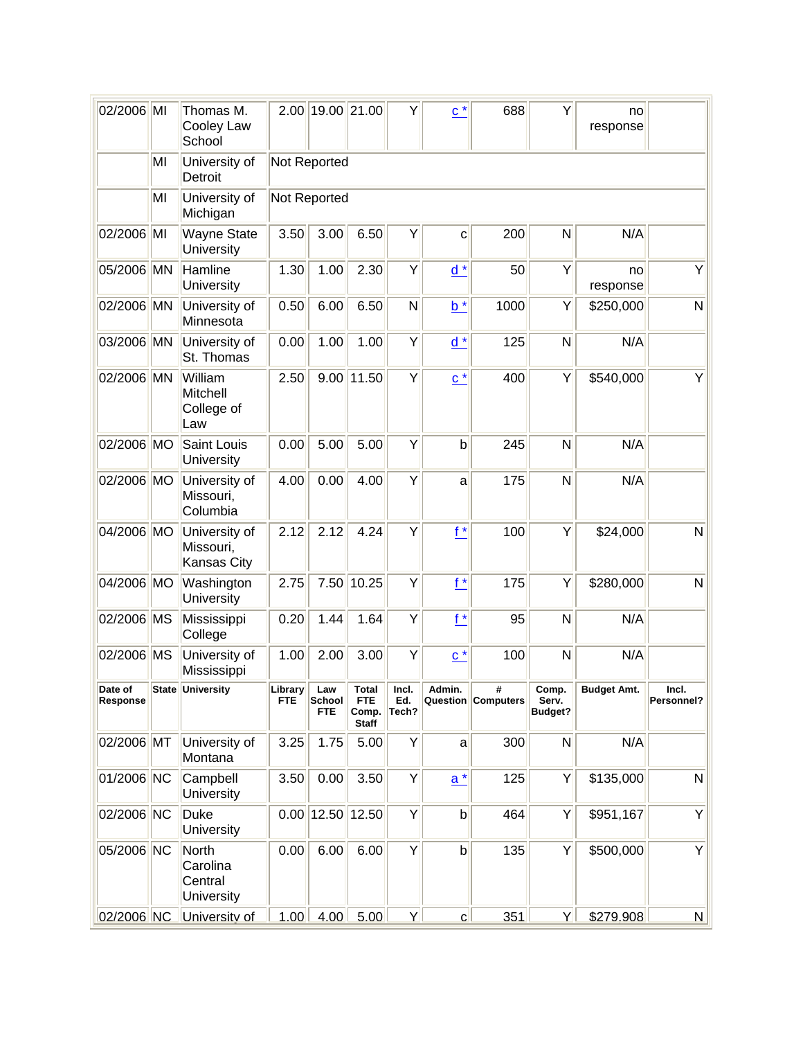| Date of Response | State | University | Library FTE | Law School FTE | Total FTE Comp. Staff | Incl. Ed. Tech? | Admin. Question | # Computers | Comp. Serv. Budget? | Budget Amt. | Incl. Personnel? |
|---|---|---|---|---|---|---|---|---|---|---|---|
| 02/2006 | MI | Thomas M. Cooley Law School | 2.00 | 19.00 | 21.00 | Y | c * | 688 | Y | no response | |
| | MI | University of Detroit | Not Reported | | | | | | | | |
| | MI | University of Michigan | Not Reported | | | | | | | | |
| 02/2006 | MI | Wayne State University | 3.50 | 3.00 | 6.50 | Y | c | 200 | N | N/A | |
| 05/2006 | MN | Hamline University | 1.30 | 1.00 | 2.30 | Y | d * | 50 | Y | no response | Y |
| 02/2006 | MN | University of Minnesota | 0.50 | 6.00 | 6.50 | N | b * | 1000 | Y | $250,000 | N |
| 03/2006 | MN | University of St. Thomas | 0.00 | 1.00 | 1.00 | Y | d * | 125 | N | N/A | |
| 02/2006 | MN | William Mitchell College of Law | 2.50 | 9.00 | 11.50 | Y | c * | 400 | Y | $540,000 | Y |
| 02/2006 | MO | Saint Louis University | 0.00 | 5.00 | 5.00 | Y | b | 245 | N | N/A | |
| 02/2006 | MO | University of Missouri, Columbia | 4.00 | 0.00 | 4.00 | Y | a | 175 | N | N/A | |
| 04/2006 | MO | University of Missouri, Kansas City | 2.12 | 2.12 | 4.24 | Y | f * | 100 | Y | $24,000 | N |
| 04/2006 | MO | Washington University | 2.75 | 7.50 | 10.25 | Y | f * | 175 | Y | $280,000 | N |
| 02/2006 | MS | Mississippi College | 0.20 | 1.44 | 1.64 | Y | f * | 95 | N | N/A | |
| 02/2006 | MS | University of Mississippi | 1.00 | 2.00 | 3.00 | Y | c * | 100 | N | N/A | |
| 02/2006 | MT | University of Montana | 3.25 | 1.75 | 5.00 | Y | a | 300 | N | N/A | |
| 01/2006 | NC | Campbell University | 3.50 | 0.00 | 3.50 | Y | a * | 125 | Y | $135,000 | N |
| 02/2006 | NC | Duke University | 0.00 | 12.50 | 12.50 | Y | b | 464 | Y | $951,167 | Y |
| 05/2006 | NC | North Carolina Central University | 0.00 | 6.00 | 6.00 | Y | b | 135 | Y | $500,000 | Y |
| 02/2006 | NC | University of | 1.00 | 4.00 | 5.00 | Y | c | 351 | Y | $279,908 | N |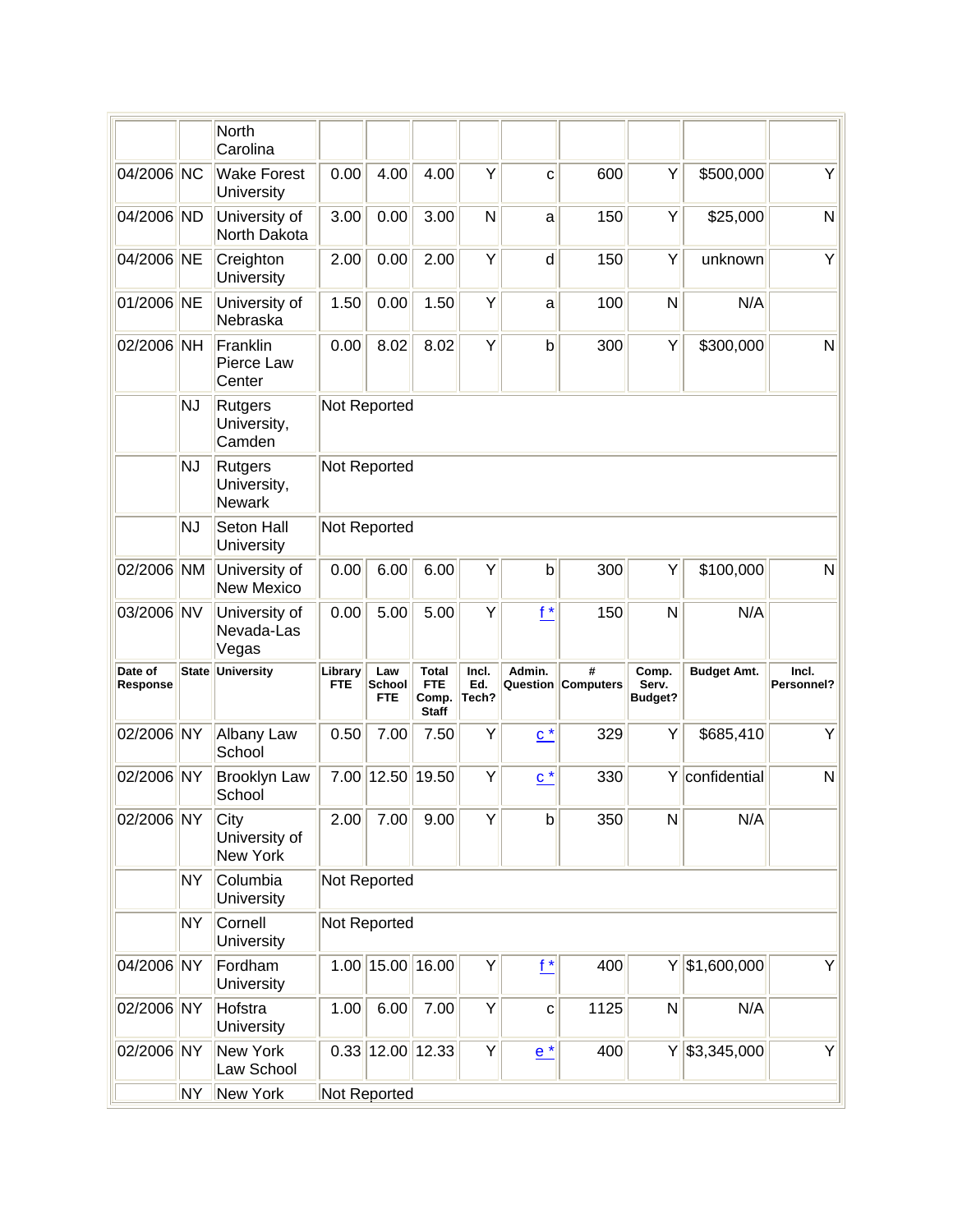| | | North Carolina | | | | | | | | | |
|---|---|---|---|---|---|---|---|---|---|---|---|
| 04/2006 | NC | Wake Forest University | 0.00 | 4.00 | 4.00 | Y | c | 600 | Y | $500,000 | Y |
| 04/2006 | ND | University of North Dakota | 3.00 | 0.00 | 3.00 | N | a | 150 | Y | $25,000 | N |
| 04/2006 | NE | Creighton University | 2.00 | 0.00 | 2.00 | Y | d | 150 | Y | unknown | Y |
| 01/2006 | NE | University of Nebraska | 1.50 | 0.00 | 1.50 | Y | a | 100 | N | N/A | |
| 02/2006 | NH | Franklin Pierce Law Center | 0.00 | 8.02 | 8.02 | Y | b | 300 | Y | $300,000 | N |
| | NJ | Rutgers University, Camden | Not Reported | | | | | | | | |
| | NJ | Rutgers University, Newark | Not Reported | | | | | | | | |
| | NJ | Seton Hall University | Not Reported | | | | | | | | |
| 02/2006 | NM | University of New Mexico | 0.00 | 6.00 | 6.00 | Y | b | 300 | Y | $100,000 | N |
| 03/2006 | NV | University of Nevada-Las Vegas | 0.00 | 5.00 | 5.00 | Y | f * | 150 | N | N/A | |
| **Date of Response** | **State** | **University** | **Library FTE** | **Law School FTE** | **Total FTE Comp. Staff** | **Incl. Ed. Tech?** | **Admin. Question** | **# Computers** | **Comp. Serv. Budget?** | **Budget Amt.** | **Incl. Personnel?** |
| 02/2006 | NY | Albany Law School | 0.50 | 7.00 | 7.50 | Y | c * | 329 | Y | $685,410 | Y |
| 02/2006 | NY | Brooklyn Law School | 7.00 | 12.50 | 19.50 | Y | c * | 330 | Y | confidential | N |
| 02/2006 | NY | City University of New York | 2.00 | 7.00 | 9.00 | Y | b | 350 | N | N/A | |
| | NY | Columbia University | Not Reported | | | | | | | | |
| | NY | Cornell University | Not Reported | | | | | | | | |
| 04/2006 | NY | Fordham University | 1.00 | 15.00 | 16.00 | Y | f * | 400 | Y | $1,600,000 | Y |
| 02/2006 | NY | Hofstra University | 1.00 | 6.00 | 7.00 | Y | c | 1125 | N | N/A | |
| 02/2006 | NY | New York Law School | 0.33 | 12.00 | 12.33 | Y | e * | 400 | Y | $3,345,000 | Y |
| | NY | New York | Not Reported | | | | | | | | |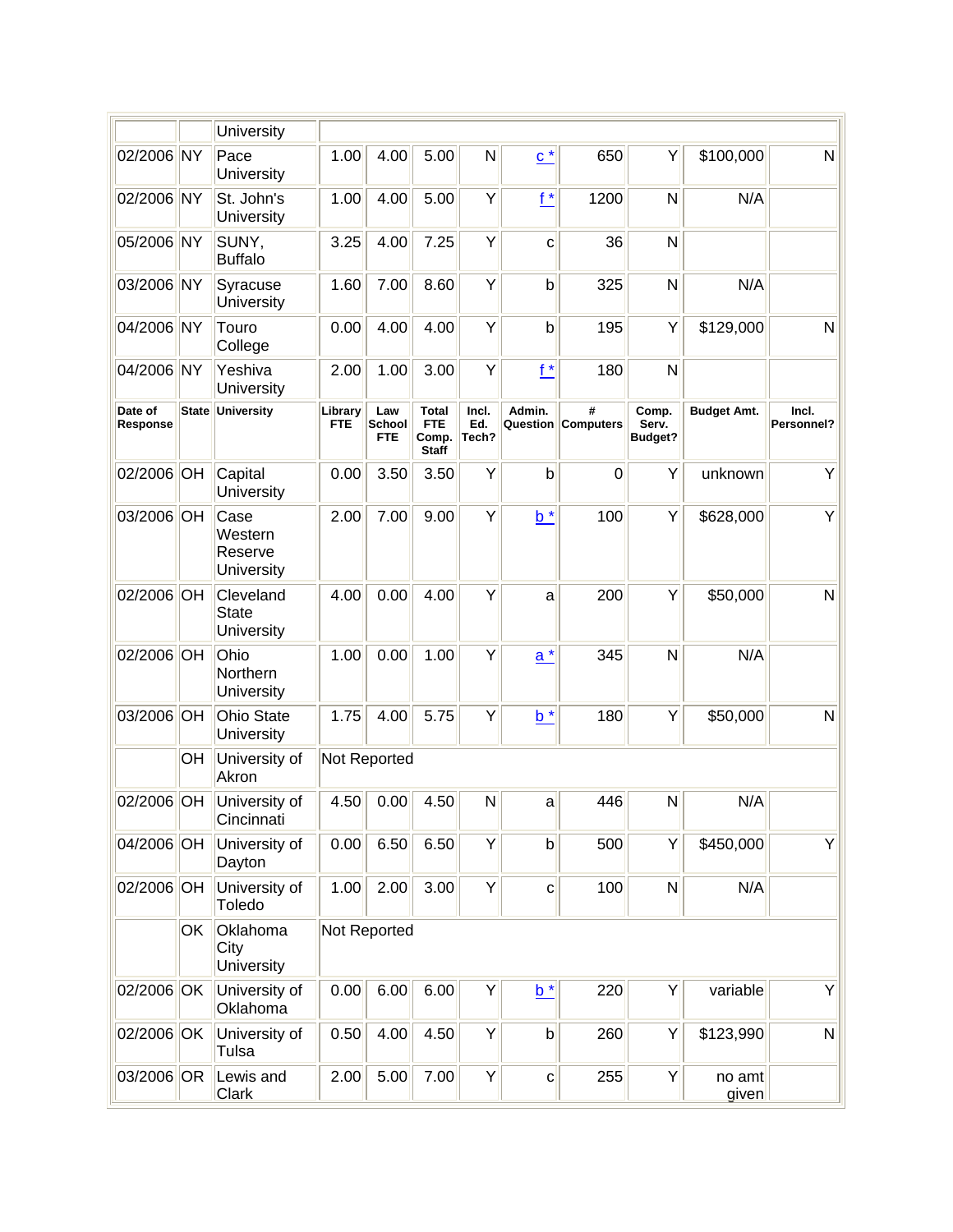| Date of Response | State | University | Library FTE | Law School FTE | Total FTE Comp. Staff | Incl. Ed. Tech? | Admin. Question | # Computers | Comp. Serv. Budget? | Budget Amt. | Incl. Personnel? |
|---|---|---|---|---|---|---|---|---|---|---|---|
| | | University | | | | | | | | | |
| 02/2006 | NY | Pace University | 1.00 | 4.00 | 5.00 | N | c * | 650 | Y | $100,000 | N |
| 02/2006 | NY | St. John's University | 1.00 | 4.00 | 5.00 | Y | f * | 1200 | N | N/A | |
| 05/2006 | NY | SUNY, Buffalo | 3.25 | 4.00 | 7.25 | Y | c | 36 | N | | |
| 03/2006 | NY | Syracuse University | 1.60 | 7.00 | 8.60 | Y | b | 325 | N | N/A | |
| 04/2006 | NY | Touro College | 0.00 | 4.00 | 4.00 | Y | b | 195 | Y | $129,000 | N |
| 04/2006 | NY | Yeshiva University | 2.00 | 1.00 | 3.00 | Y | f * | 180 | N | | |
| **Date of Response** | **State** | **University** | **Library FTE** | **Law School FTE** | **Total FTE Comp. Staff** | **Incl. Ed. Tech?** | **Admin. Question** | **# Computers** | **Comp. Serv. Budget?** | **Budget Amt.** | **Incl. Personnel?** |
| 02/2006 | OH | Capital University | 0.00 | 3.50 | 3.50 | Y | b | 0 | Y | unknown | Y |
| 03/2006 | OH | Case Western Reserve University | 2.00 | 7.00 | 9.00 | Y | b * | 100 | Y | $628,000 | Y |
| 02/2006 | OH | Cleveland State University | 4.00 | 0.00 | 4.00 | Y | a | 200 | Y | $50,000 | N |
| 02/2006 | OH | Ohio Northern University | 1.00 | 0.00 | 1.00 | Y | a * | 345 | N | N/A | |
| 03/2006 | OH | Ohio State University | 1.75 | 4.00 | 5.75 | Y | b * | 180 | Y | $50,000 | N |
| | OH | University of Akron | Not Reported | | | | | | | | |
| 02/2006 | OH | University of Cincinnati | 4.50 | 0.00 | 4.50 | N | a | 446 | N | N/A | |
| 04/2006 | OH | University of Dayton | 0.00 | 6.50 | 6.50 | Y | b | 500 | Y | $450,000 | Y |
| 02/2006 | OH | University of Toledo | 1.00 | 2.00 | 3.00 | Y | c | 100 | N | N/A | |
| | OK | Oklahoma City University | Not Reported | | | | | | | | |
| 02/2006 | OK | University of Oklahoma | 0.00 | 6.00 | 6.00 | Y | b * | 220 | Y | variable | Y |
| 02/2006 | OK | University of Tulsa | 0.50 | 4.00 | 4.50 | Y | b | 260 | Y | $123,990 | N |
| 03/2006 | OR | Lewis and Clark | 2.00 | 5.00 | 7.00 | Y | c | 255 | Y | no amt given | |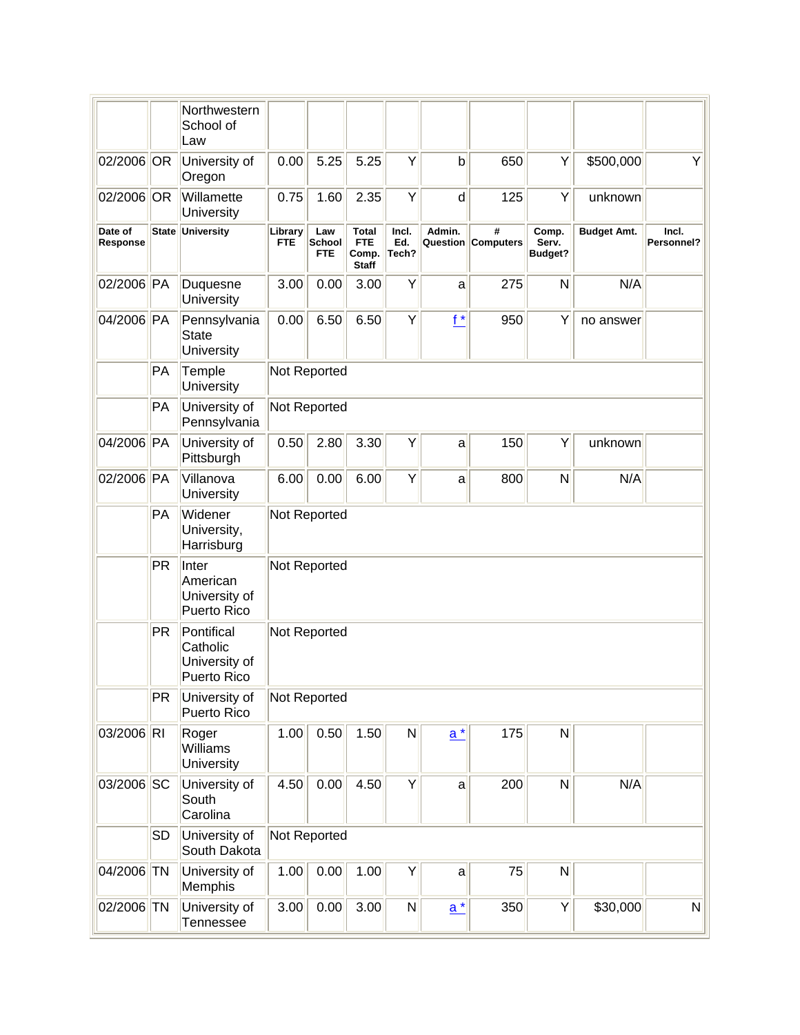| | | Northwestern School of Law | | | | | | | | | |
|---|---|---|---|---|---|---|---|---|---|---|---|
| 02/2006 | OR | University of Oregon | 0.00 | 5.25 | 5.25 | Y | b | 650 | Y | $500,000 | Y |
| 02/2006 | OR | Willamette University | 0.75 | 1.60 | 2.35 | Y | d | 125 | Y | unknown | |
| **Date of Response** | **State** | **University** | **Library FTE** | **Law School FTE** | **Total FTE Comp. Staff** | **Incl. Ed. Tech?** | **Admin. Question** | **# Computers** | **Comp. Serv. Budget?** | **Budget Amt.** | **Incl. Personnel?** |
| 02/2006 | PA | Duquesne University | 3.00 | 0.00 | 3.00 | Y | a | 275 | N | N/A | |
| 04/2006 | PA | Pennsylvania State University | 0.00 | 6.50 | 6.50 | Y | f * | 950 | Y | no answer | |
| | PA | Temple University | Not Reported | | | | | | | | |
| | PA | University of Pennsylvania | Not Reported | | | | | | | | |
| 04/2006 | PA | University of Pittsburgh | 0.50 | 2.80 | 3.30 | Y | a | 150 | Y | unknown | |
| 02/2006 | PA | Villanova University | 6.00 | 0.00 | 6.00 | Y | a | 800 | N | N/A | |
| | PA | Widener University, Harrisburg | Not Reported | | | | | | | | |
| | PR | Inter American University of Puerto Rico | Not Reported | | | | | | | | |
| | PR | Pontifical Catholic University of Puerto Rico | Not Reported | | | | | | | | |
| | PR | University of Puerto Rico | Not Reported | | | | | | | | |
| 03/2006 | RI | Roger Williams University | 1.00 | 0.50 | 1.50 | N | a * | 175 | N | | |
| 03/2006 | SC | University of South Carolina | 4.50 | 0.00 | 4.50 | Y | a | 200 | N | N/A | |
| | SD | University of South Dakota | Not Reported | | | | | | | | |
| 04/2006 | TN | University of Memphis | 1.00 | 0.00 | 1.00 | Y | a | 75 | N | | |
| 02/2006 | TN | University of Tennessee | 3.00 | 0.00 | 3.00 | N | a * | 350 | Y | $30,000 | N |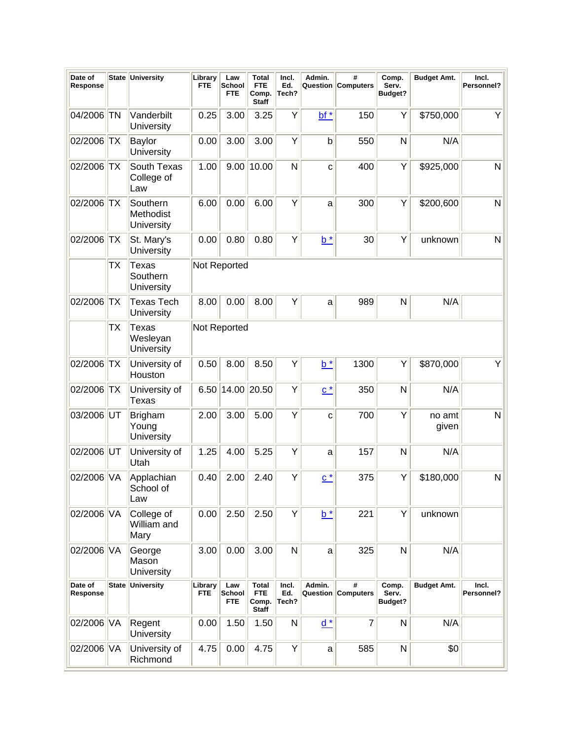| Date of Response | State | University | Library FTE | Law School FTE | Total FTE Comp. Staff | Incl. Ed. Tech? | Admin. Question | # Computers | Comp. Serv. Budget? | Budget Amt. | Incl. Personnel? |
|---|---|---|---|---|---|---|---|---|---|---|---|
| 04/2006 | TN | Vanderbilt University | 0.25 | 3.00 | 3.25 | Y | bf * | 150 | Y | $750,000 | Y |
| 02/2006 | TX | Baylor University | 0.00 | 3.00 | 3.00 | Y | b | 550 | N | N/A | |
| 02/2006 | TX | South Texas College of Law | 1.00 | 9.00 | 10.00 | N | c | 400 | Y | $925,000 | N |
| 02/2006 | TX | Southern Methodist University | 6.00 | 0.00 | 6.00 | Y | a | 300 | Y | $200,600 | N |
| 02/2006 | TX | St. Mary's University | 0.00 | 0.80 | 0.80 | Y | b * | 30 | Y | unknown | N |
| | TX | Texas Southern University | Not Reported | | | | | | | | |
| 02/2006 | TX | Texas Tech University | 8.00 | 0.00 | 8.00 | Y | a | 989 | N | N/A | |
| | TX | Texas Wesleyan University | Not Reported | | | | | | | | |
| 02/2006 | TX | University of Houston | 0.50 | 8.00 | 8.50 | Y | b * | 1300 | Y | $870,000 | Y |
| 02/2006 | TX | University of Texas | 6.50 | 14.00 | 20.50 | Y | c * | 350 | N | N/A | |
| 03/2006 | UT | Brigham Young University | 2.00 | 3.00 | 5.00 | Y | c | 700 | Y | no amt given | N |
| 02/2006 | UT | University of Utah | 1.25 | 4.00 | 5.25 | Y | a | 157 | N | N/A | |
| 02/2006 | VA | Applachian School of Law | 0.40 | 2.00 | 2.40 | Y | c * | 375 | Y | $180,000 | N |
| 02/2006 | VA | College of William and Mary | 0.00 | 2.50 | 2.50 | Y | b * | 221 | Y | unknown | |
| 02/2006 | VA | George Mason University | 3.00 | 0.00 | 3.00 | N | a | 325 | N | N/A | |
| 02/2006 | VA | Regent University | 0.00 | 1.50 | 1.50 | N | d * | 7 | N | N/A | |
| 02/2006 | VA | University of Richmond | 4.75 | 0.00 | 4.75 | Y | a | 585 | N | $0 | |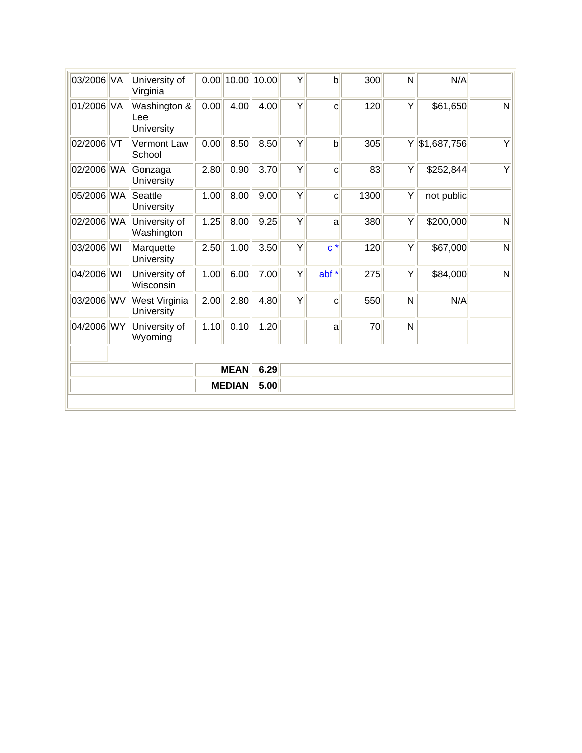| | | | | | | | | | | | |
|---|---|---|---|---|---|---|---|---|---|---|---|
| 03/2006 | VA | University of Virginia | 0.00 | 10.00 | 10.00 | Y | b | 300 | N | N/A | |
| 01/2006 | VA | Washington & Lee University | 0.00 | 4.00 | 4.00 | Y | c | 120 | Y | $61,650 | N |
| 02/2006 | VT | Vermont Law School | 0.00 | 8.50 | 8.50 | Y | b | 305 | Y | $1,687,756 | Y |
| 02/2006 | WA | Gonzaga University | 2.80 | 0.90 | 3.70 | Y | c | 83 | Y | $252,844 | Y |
| 05/2006 | WA | Seattle University | 1.00 | 8.00 | 9.00 | Y | c | 1300 | Y | not public | |
| 02/2006 | WA | University of Washington | 1.25 | 8.00 | 9.25 | Y | a | 380 | Y | $200,000 | N |
| 03/2006 | WI | Marquette University | 2.50 | 1.00 | 3.50 | Y | c * | 120 | Y | $67,000 | N |
| 04/2006 | WI | University of Wisconsin | 1.00 | 6.00 | 7.00 | Y | abf * | 275 | Y | $84,000 | N |
| 03/2006 | WV | West Virginia University | 2.00 | 2.80 | 4.80 | Y | c | 550 | N | N/A | |
| 04/2006 | WY | University of Wyoming | 1.10 | 0.10 | 1.20 | | a | 70 | N | | |
| | | | | | | | | | | | |
| | | | | **MEAN** | **6.29** | | | | | | |
| | | | | **MEDIAN** | **5.00** | | | | | | |